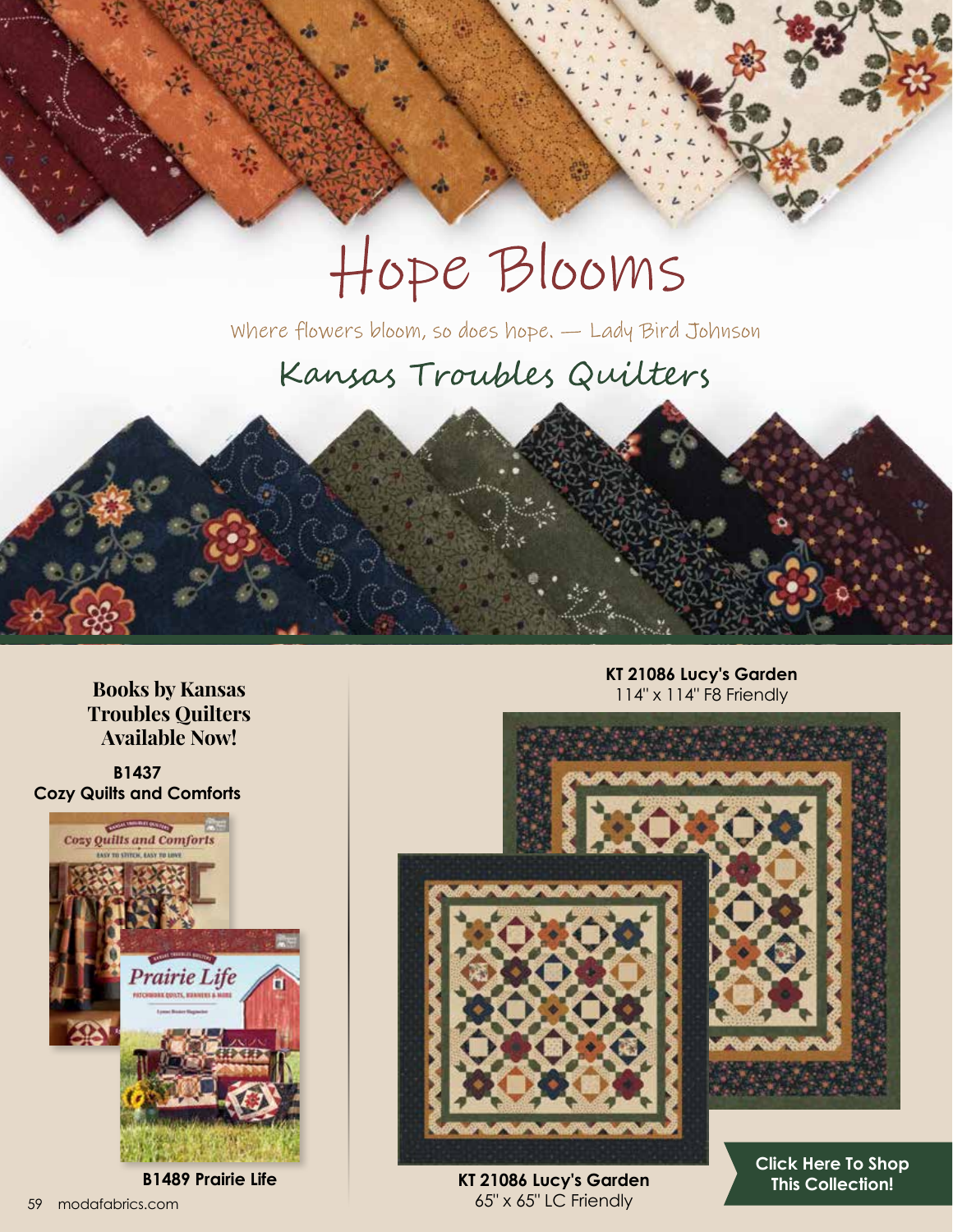# Hope Blooms

Where flowers bloom, so does hope. — Lady Bird Johnson

## Kansas Troubles Quilters

**Books by Kansas Troubles Quilters Available Now!**

**B1437**
**Cozy Quilts and Comforts**

**B1489 Prairie Life**

**KT 21086 Lucy's Garden**
114" x 114" F8 Friendly

**KT 21086 Lucy's Garden**
65" x 65" LC Friendly

**Click Here To Shop This Collection!**

modafabrics.com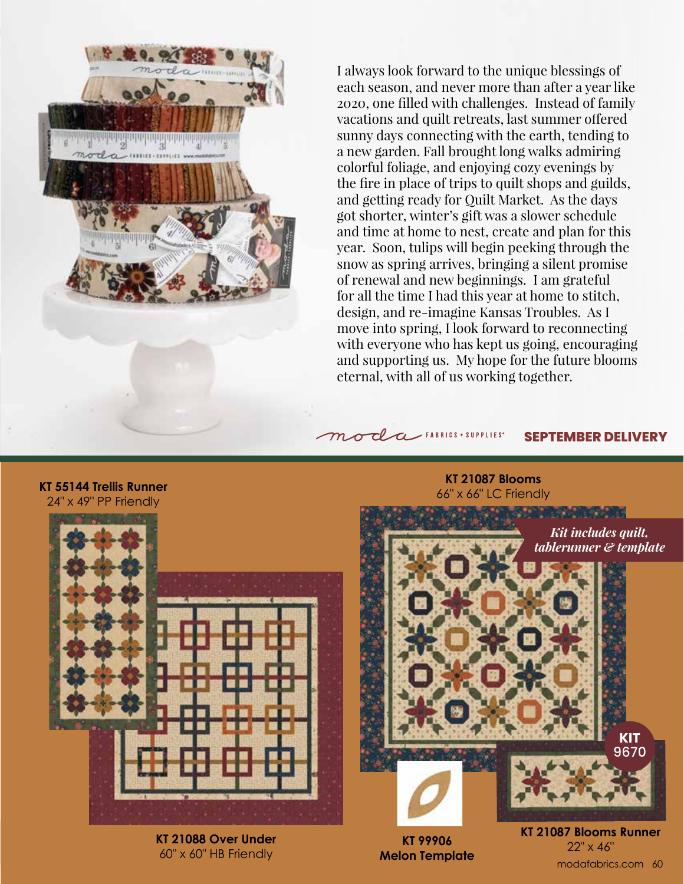I always look forward to the unique blessings of each season, and never more than after a year like 2020, one filled with challenges. Instead of family vacations and quilt retreats, last summer offered sunny days connecting with the earth, tending to a new garden. Fall brought long walks admiring colorful foliage, and enjoying cozy evenings by the fire in place of trips to quilt shops and guilds, and getting ready for Quilt Market. As the days got shorter, winter's gift was a slower schedule and time at home to nest, create and plan for this year. Soon, tulips will begin peeking through the snow as spring arrives, bringing a silent promise of renewal and new beginnings. I am grateful for all the time I had this year at home to stitch, design, and re-imagine Kansas Troubles. As I move into spring, I look forward to reconnecting with everyone who has kept us going, encouraging and supporting us. My hope for the future blooms eternal, with all of us working together.

moda FABRICS + SUPPLIES® **SEPTEMBER DELIVERY**

**KT 55144 Trellis Runner**
24" x 49" PP Friendly

**KT 21088 Over Under**
60" x 60" HB Friendly

**KT 21087 Blooms**
66" x 66" LC Friendly

***Kit includes quilt, tablerunner & template***

**KIT** 9670

**KT 99906**
**Melon Template**

**KT 21087 Blooms Runner**
22" x 46"

modafabrics.com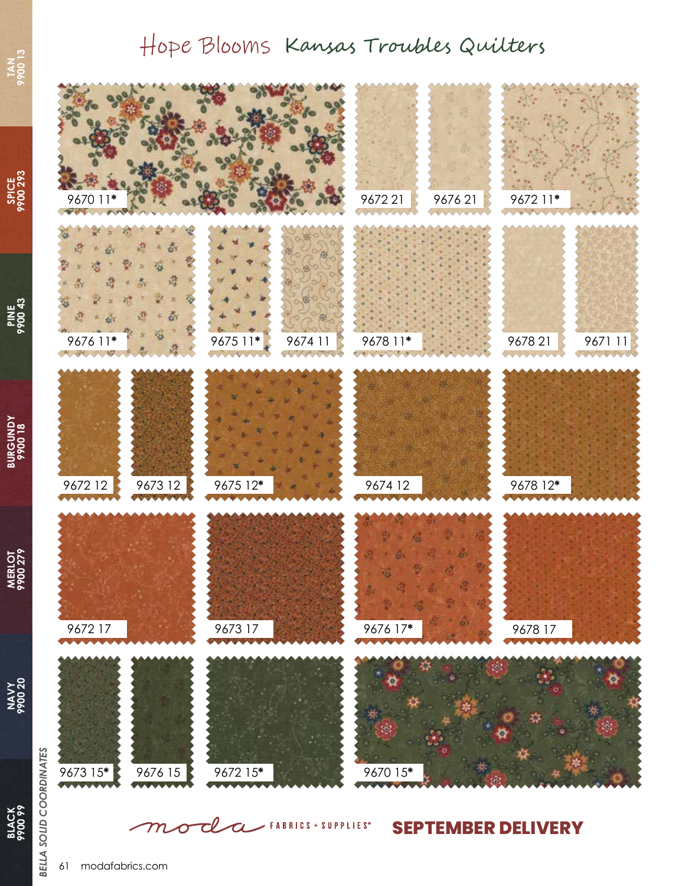# Hope Blooms Kansas Troubles Quilters

9670 11* 9672 21 9676 21 9672 11*

9676 11* 9675 11* 9674 11 9678 11* 9678 21 9671 11

9672 12 9673 12 9675 12* 9674 12 9678 12*

9672 17 9673 17 9676 17* 9678 17

9673 15* 9676 15 9672 15* 9670 15*

moda FABRICS + SUPPLIES® **SEPTEMBER DELIVERY**

*BELLA SOLID COORDINATES*

TAN 9900 13

SPICE 9900 293

PINE 9900 43

BURGUNDY 9900 18

MERLOT 9900 279

NAVY 9900 20

BLACK 9900 99

modafabrics.com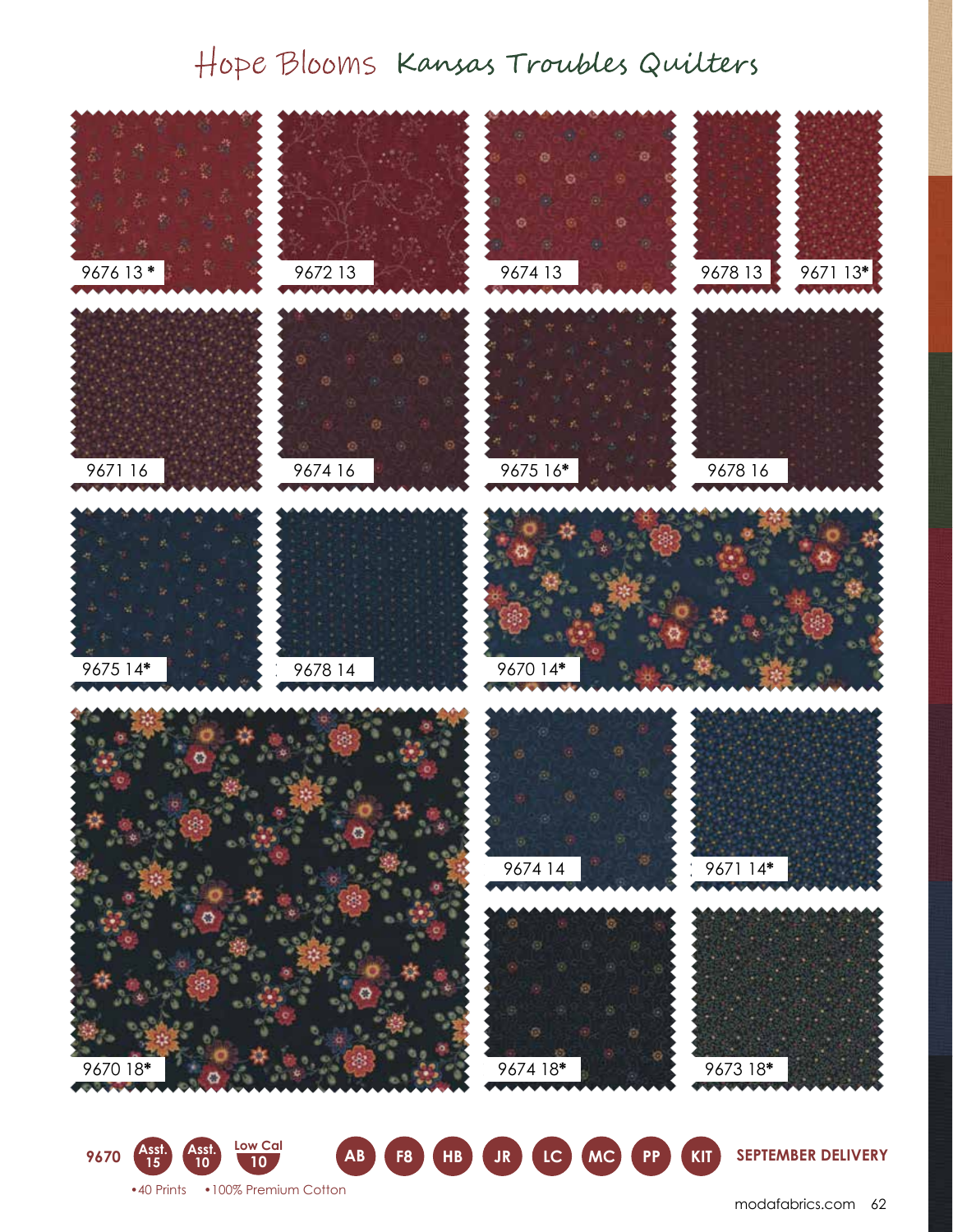# Hope Blooms Kansas Troubles Quilters

9676 13 *

9672 13

9674 13

9678 13

9671 13*

9671 16

9674 16

9675 16*

9678 16

9675 14*

9678 14

9670 14*

9670 18*

9674 14

9671 14*

9674 18*

9673 18*

9670 Asst. 15 Asst. 10 Low Cal 10 AB F8 HB JR LC MC PP KIT **SEPTEMBER DELIVERY**

- 40 Prints
- 100% Premium Cotton

modafabrics.com